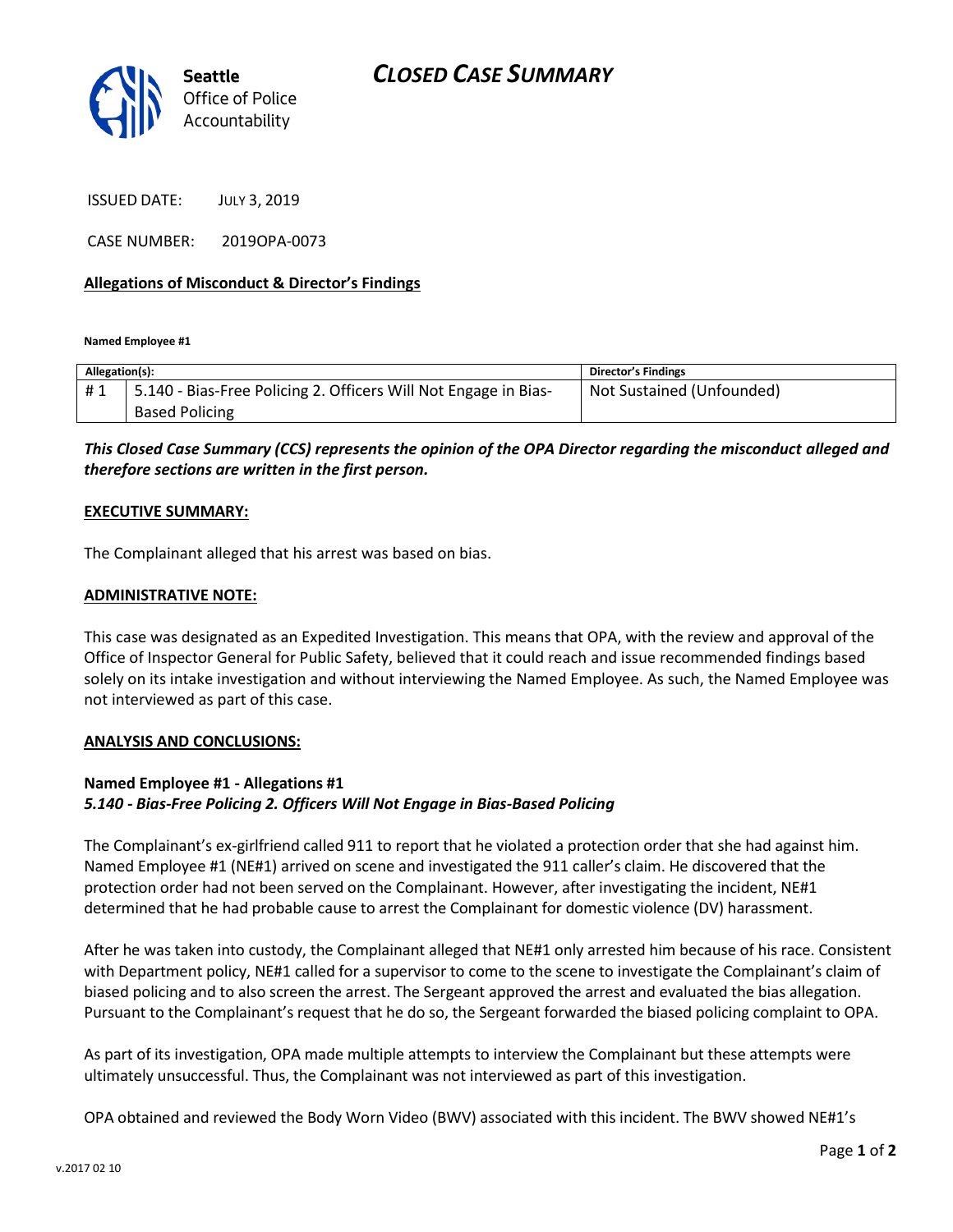# CLOSED CASE SUMMARY

Seattle Office of Police Accountability

ISSUED DATE: JULY 3, 2019

CASE NUMBER: 2019OPA-0073

**Allegations of Misconduct & Director's Findings**

**Named Employee #1**

| Allegation(s): | | Director's Findings |
|---|---|---|
| # 1 | 5.140 - Bias-Free Policing 2. Officers Will Not Engage in Bias-Based Policing | Not Sustained (Unfounded) |

***This Closed Case Summary (CCS) represents the opinion of the OPA Director regarding the misconduct alleged and therefore sections are written in the first person.***

**EXECUTIVE SUMMARY:**

The Complainant alleged that his arrest was based on bias.

**ADMINISTRATIVE NOTE:**

This case was designated as an Expedited Investigation. This means that OPA, with the review and approval of the Office of Inspector General for Public Safety, believed that it could reach and issue recommended findings based solely on its intake investigation and without interviewing the Named Employee. As such, the Named Employee was not interviewed as part of this case.

**ANALYSIS AND CONCLUSIONS:**

**Named Employee #1 - Allegations #1**
***5.140 - Bias-Free Policing 2. Officers Will Not Engage in Bias-Based Policing***

The Complainant's ex-girlfriend called 911 to report that he violated a protection order that she had against him. Named Employee #1 (NE#1) arrived on scene and investigated the 911 caller's claim. He discovered that the protection order had not been served on the Complainant. However, after investigating the incident, NE#1 determined that he had probable cause to arrest the Complainant for domestic violence (DV) harassment.

After he was taken into custody, the Complainant alleged that NE#1 only arrested him because of his race. Consistent with Department policy, NE#1 called for a supervisor to come to the scene to investigate the Complainant's claim of biased policing and to also screen the arrest. The Sergeant approved the arrest and evaluated the bias allegation. Pursuant to the Complainant's request that he do so, the Sergeant forwarded the biased policing complaint to OPA.

As part of its investigation, OPA made multiple attempts to interview the Complainant but these attempts were ultimately unsuccessful. Thus, the Complainant was not interviewed as part of this investigation.

OPA obtained and reviewed the Body Worn Video (BWV) associated with this incident. The BWV showed NE#1's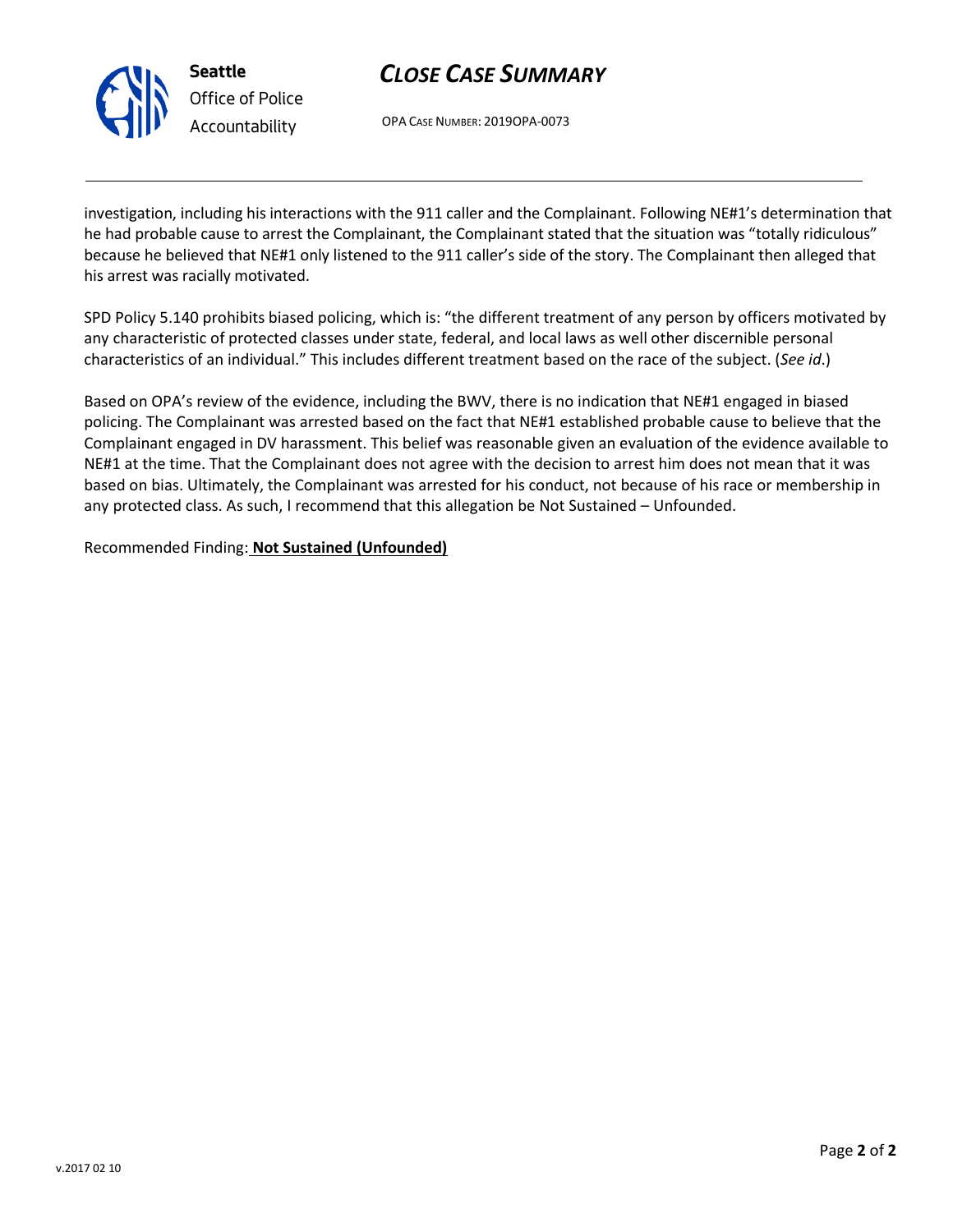investigation, including his interactions with the 911 caller and the Complainant. Following NE#1's determination that he had probable cause to arrest the Complainant, the Complainant stated that the situation was "totally ridiculous" because he believed that NE#1 only listened to the 911 caller's side of the story. The Complainant then alleged that his arrest was racially motivated.

SPD Policy 5.140 prohibits biased policing, which is: "the different treatment of any person by officers motivated by any characteristic of protected classes under state, federal, and local laws as well other discernible personal characteristics of an individual." This includes different treatment based on the race of the subject. (*See id.*)

Based on OPA's review of the evidence, including the BWV, there is no indication that NE#1 engaged in biased policing. The Complainant was arrested based on the fact that NE#1 established probable cause to believe that the Complainant engaged in DV harassment. This belief was reasonable given an evaluation of the evidence available to NE#1 at the time. That the Complainant does not agree with the decision to arrest him does not mean that it was based on bias. Ultimately, the Complainant was arrested for his conduct, not because of his race or membership in any protected class. As such, I recommend that this allegation be Not Sustained – Unfounded.

Recommended Finding: **Not Sustained (Unfounded)**